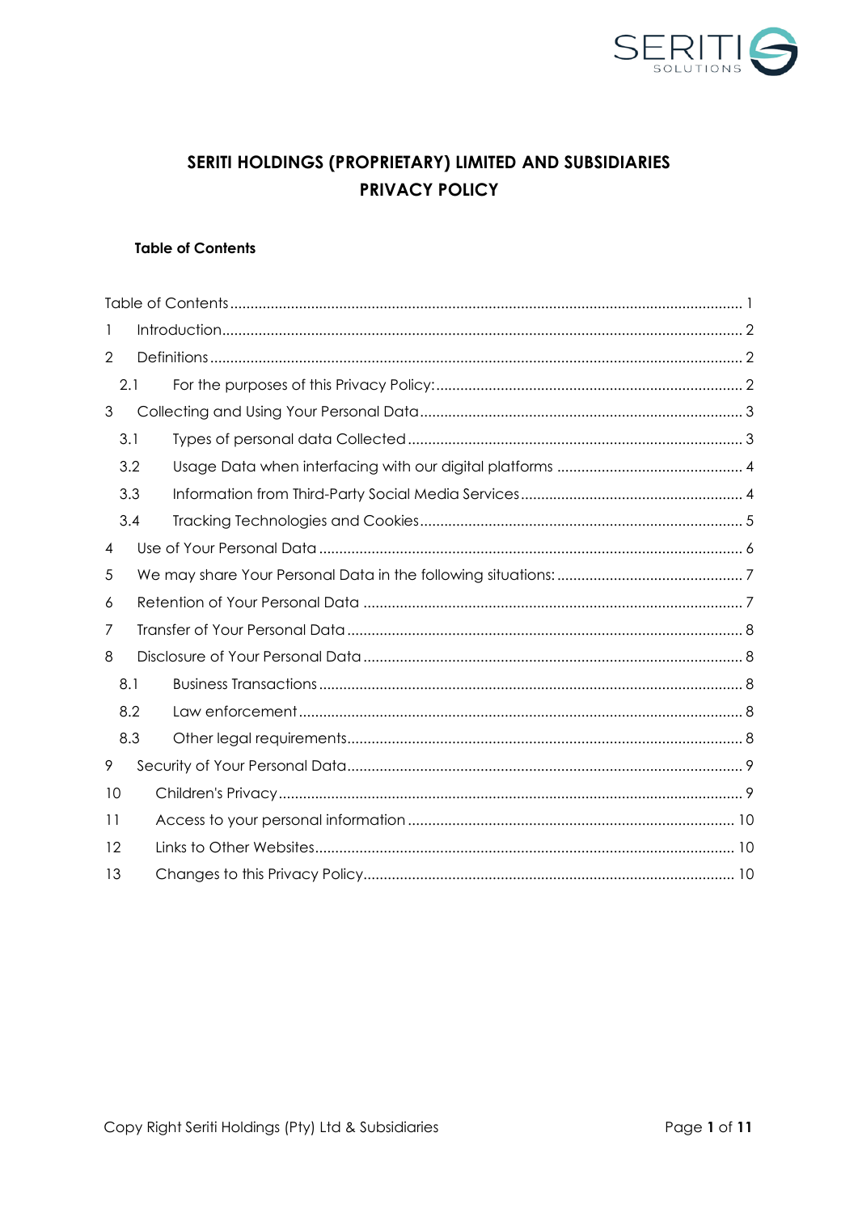# SERITI HOLDINGS (PROPRIETARY) LIMITED AND SUBSIDIARIES
# PRIVACY POLICY

**Table of Contents**

Table of Contents ..... 1

1 Introduction ..... 2

2 Definitions ..... 2

- 2.1 For the purposes of this Privacy Policy: ..... 2

3 Collecting and Using Your Personal Data ..... 3

- 3.1 Types of personal data Collected ..... 3
- 3.2 Usage Data when interfacing with our digital platforms ..... 4
- 3.3 Information from Third-Party Social Media Services ..... 4
- 3.4 Tracking Technologies and Cookies ..... 5

4 Use of Your Personal Data ..... 6

5 We may share Your Personal Data in the following situations: ..... 7

6 Retention of Your Personal Data ..... 7

7 Transfer of Your Personal Data ..... 8

8 Disclosure of Your Personal Data ..... 8

- 8.1 Business Transactions ..... 8
- 8.2 Law enforcement ..... 8
- 8.3 Other legal requirements ..... 8

9 Security of Your Personal Data ..... 9

10 Children's Privacy ..... 9

11 Access to your personal information ..... 10

12 Links to Other Websites ..... 10

13 Changes to this Privacy Policy ..... 10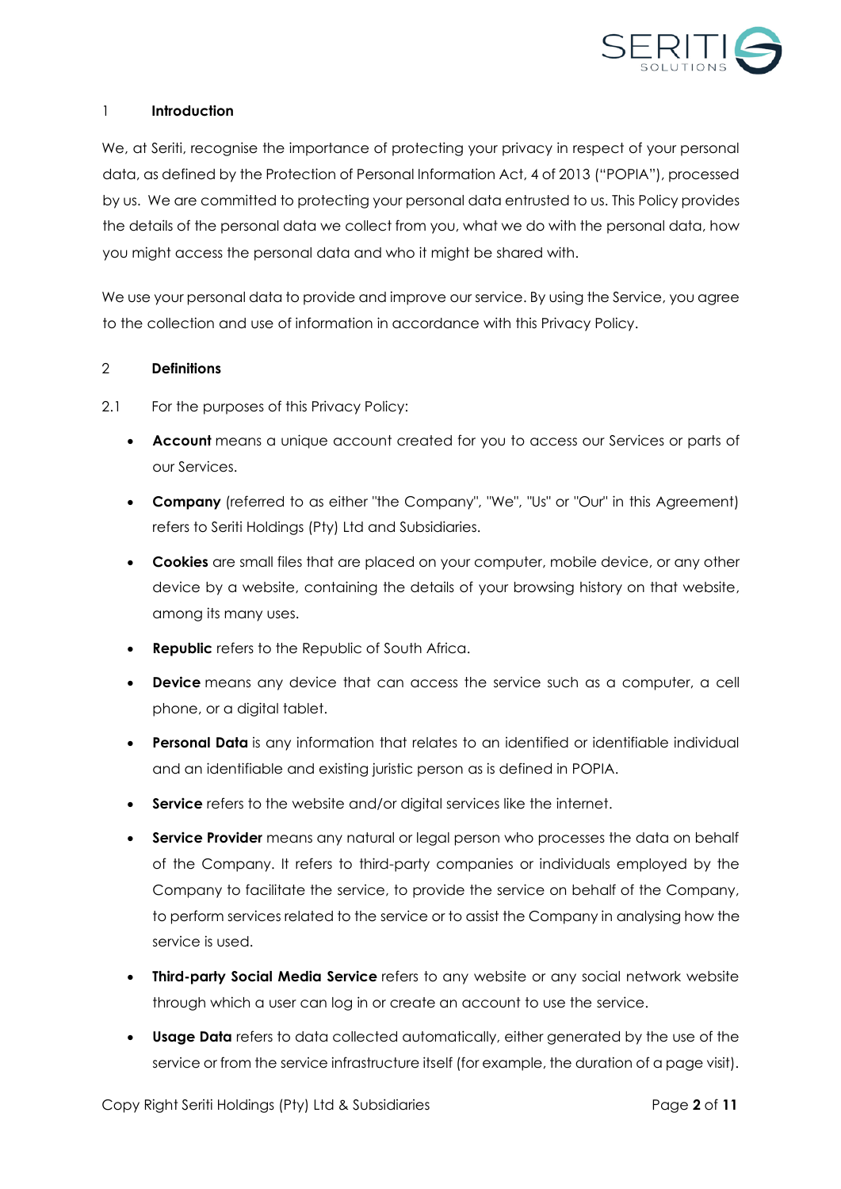## 1 Introduction

We, at Seriti, recognise the importance of protecting your privacy in respect of your personal data, as defined by the Protection of Personal Information Act, 4 of 2013 ("POPIA"), processed by us. We are committed to protecting your personal data entrusted to us. This Policy provides the details of the personal data we collect from you, what we do with the personal data, how you might access the personal data and who it might be shared with.

We use your personal data to provide and improve our service. By using the Service, you agree to the collection and use of information in accordance with this Privacy Policy.

## 2 Definitions

2.1 For the purposes of this Privacy Policy:

- **Account** means a unique account created for you to access our Services or parts of our Services.
- **Company** (referred to as either "the Company", "We", "Us" or "Our" in this Agreement) refers to Seriti Holdings (Pty) Ltd and Subsidiaries.
- **Cookies** are small files that are placed on your computer, mobile device, or any other device by a website, containing the details of your browsing history on that website, among its many uses.
- **Republic** refers to the Republic of South Africa.
- **Device** means any device that can access the service such as a computer, a cell phone, or a digital tablet.
- **Personal Data** is any information that relates to an identified or identifiable individual and an identifiable and existing juristic person as is defined in POPIA.
- **Service** refers to the website and/or digital services like the internet.
- **Service Provider** means any natural or legal person who processes the data on behalf of the Company. It refers to third-party companies or individuals employed by the Company to facilitate the service, to provide the service on behalf of the Company, to perform services related to the service or to assist the Company in analysing how the service is used.
- **Third-party Social Media Service** refers to any website or any social network website through which a user can log in or create an account to use the service.
- **Usage Data** refers to data collected automatically, either generated by the use of the service or from the service infrastructure itself (for example, the duration of a page visit).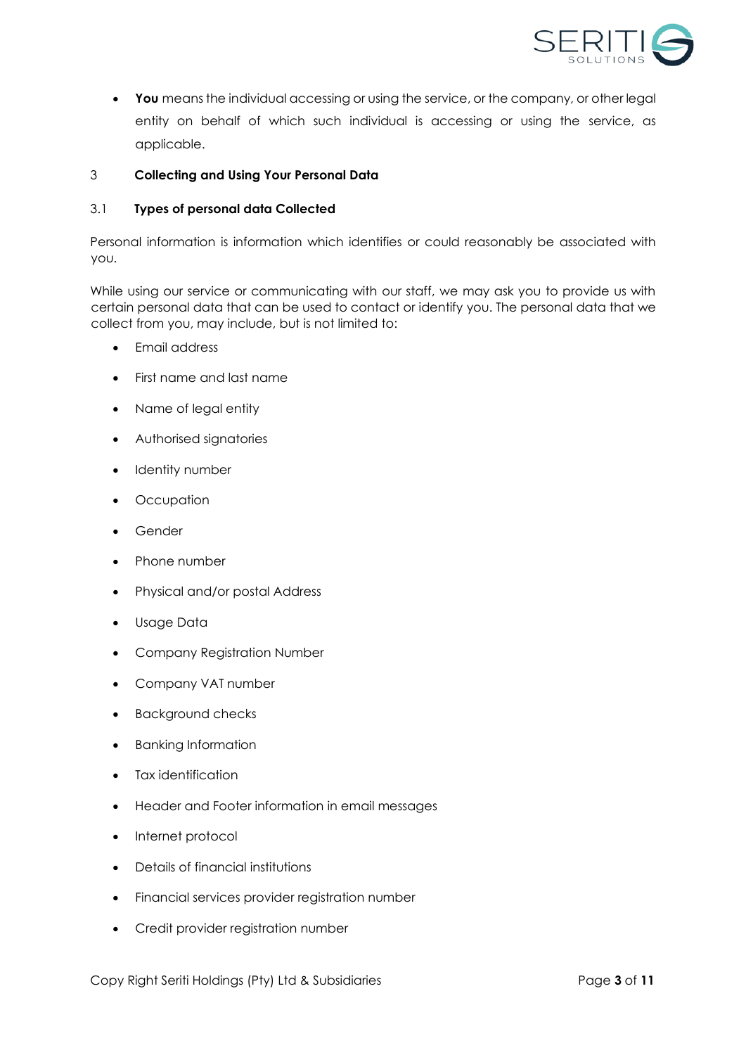- **You** means the individual accessing or using the service, or the company, or other legal entity on behalf of which such individual is accessing or using the service, as applicable.

## 3 Collecting and Using Your Personal Data

### 3.1 Types of personal data Collected

Personal information is information which identifies or could reasonably be associated with you.

While using our service or communicating with our staff, we may ask you to provide us with certain personal data that can be used to contact or identify you. The personal data that we collect from you, may include, but is not limited to:

- Email address
- First name and last name
- Name of legal entity
- Authorised signatories
- Identity number
- Occupation
- Gender
- Phone number
- Physical and/or postal Address
- Usage Data
- Company Registration Number
- Company VAT number
- Background checks
- Banking Information
- Tax identification
- Header and Footer information in email messages
- Internet protocol
- Details of financial institutions
- Financial services provider registration number
- Credit provider registration number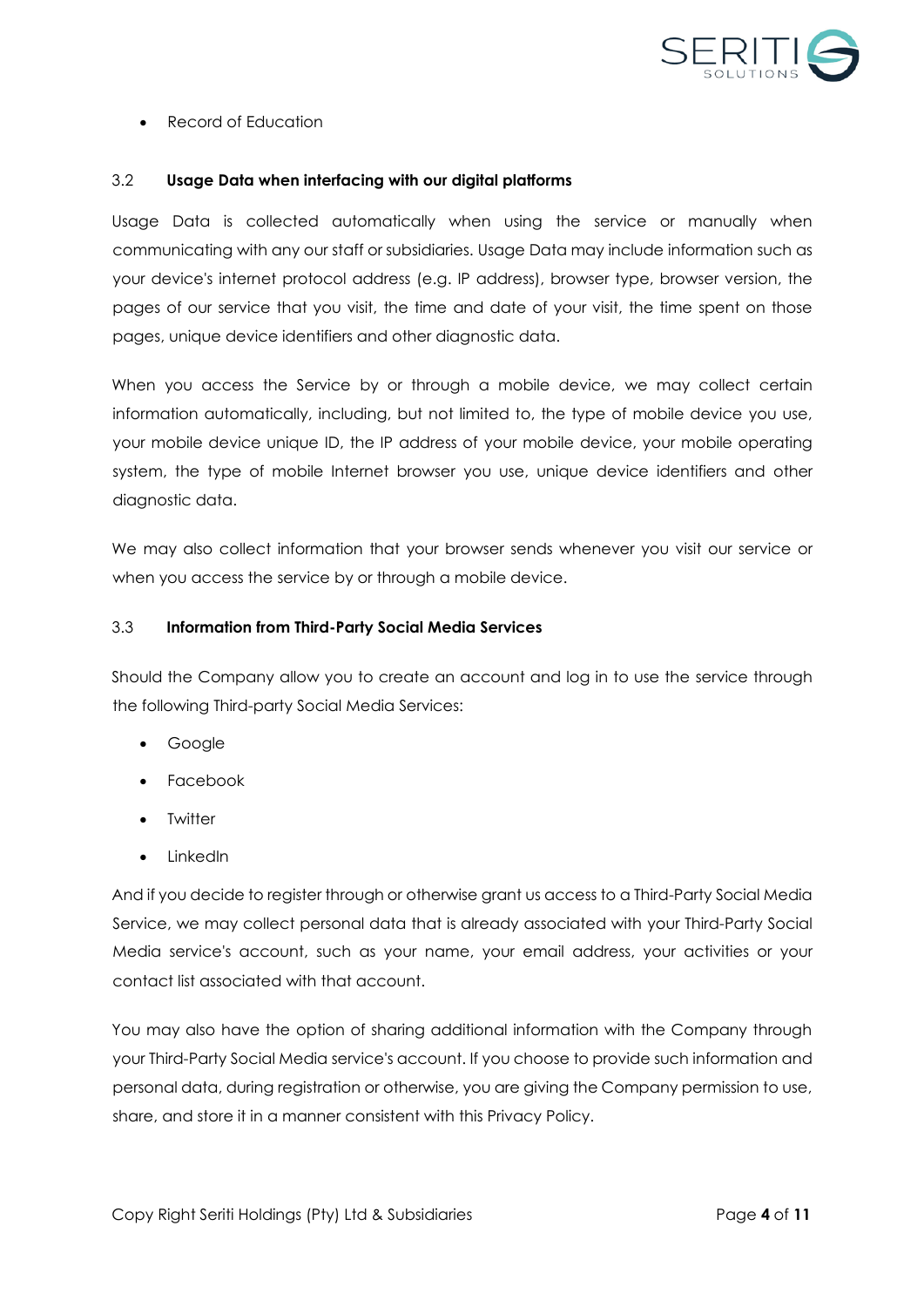- Record of Education

### 3.2 **Usage Data when interfacing with our digital platforms**

Usage Data is collected automatically when using the service or manually when communicating with any our staff or subsidiaries. Usage Data may include information such as your device's internet protocol address (e.g. IP address), browser type, browser version, the pages of our service that you visit, the time and date of your visit, the time spent on those pages, unique device identifiers and other diagnostic data.

When you access the Service by or through a mobile device, we may collect certain information automatically, including, but not limited to, the type of mobile device you use, your mobile device unique ID, the IP address of your mobile device, your mobile operating system, the type of mobile Internet browser you use, unique device identifiers and other diagnostic data.

We may also collect information that your browser sends whenever you visit our service or when you access the service by or through a mobile device.

### 3.3 **Information from Third-Party Social Media Services**

Should the Company allow you to create an account and log in to use the service through the following Third-party Social Media Services:

- Google
- Facebook
- Twitter
- LinkedIn

And if you decide to register through or otherwise grant us access to a Third-Party Social Media Service, we may collect personal data that is already associated with your Third-Party Social Media service's account, such as your name, your email address, your activities or your contact list associated with that account.

You may also have the option of sharing additional information with the Company through your Third-Party Social Media service's account. If you choose to provide such information and personal data, during registration or otherwise, you are giving the Company permission to use, share, and store it in a manner consistent with this Privacy Policy.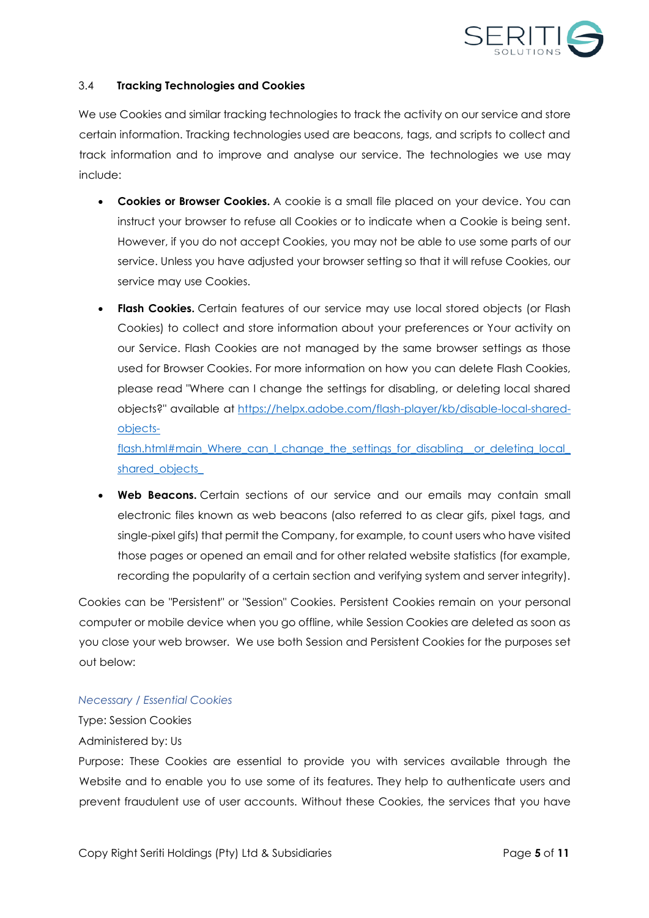### 3.4 **Tracking Technologies and Cookies**

We use Cookies and similar tracking technologies to track the activity on our service and store certain information. Tracking technologies used are beacons, tags, and scripts to collect and track information and to improve and analyse our service. The technologies we use may include:

- **Cookies or Browser Cookies.** A cookie is a small file placed on your device. You can instruct your browser to refuse all Cookies or to indicate when a Cookie is being sent. However, if you do not accept Cookies, you may not be able to use some parts of our service. Unless you have adjusted your browser setting so that it will refuse Cookies, our service may use Cookies.
- **Flash Cookies.** Certain features of our service may use local stored objects (or Flash Cookies) to collect and store information about your preferences or Your activity on our Service. Flash Cookies are not managed by the same browser settings as those used for Browser Cookies. For more information on how you can delete Flash Cookies, please read "Where can I change the settings for disabling, or deleting local shared objects?" available at [https://helpx.adobe.com/flash-player/kb/disable-local-shared-objects-flash.html#main_Where_can_I_change_the_settings_for_disabling__or_deleting_local_shared_objects_](https://helpx.adobe.com/flash-player/kb/disable-local-shared-objects-flash.html#main_Where_can_I_change_the_settings_for_disabling__or_deleting_local_shared_objects_)
- **Web Beacons.** Certain sections of our service and our emails may contain small electronic files known as web beacons (also referred to as clear gifs, pixel tags, and single-pixel gifs) that permit the Company, for example, to count users who have visited those pages or opened an email and for other related website statistics (for example, recording the popularity of a certain section and verifying system and server integrity).

Cookies can be "Persistent" or "Session" Cookies. Persistent Cookies remain on your personal computer or mobile device when you go offline, while Session Cookies are deleted as soon as you close your web browser. We use both Session and Persistent Cookies for the purposes set out below:

*Necessary / Essential Cookies*

Type: Session Cookies

Administered by: Us

Purpose: These Cookies are essential to provide you with services available through the Website and to enable you to use some of its features. They help to authenticate users and prevent fraudulent use of user accounts. Without these Cookies, the services that you have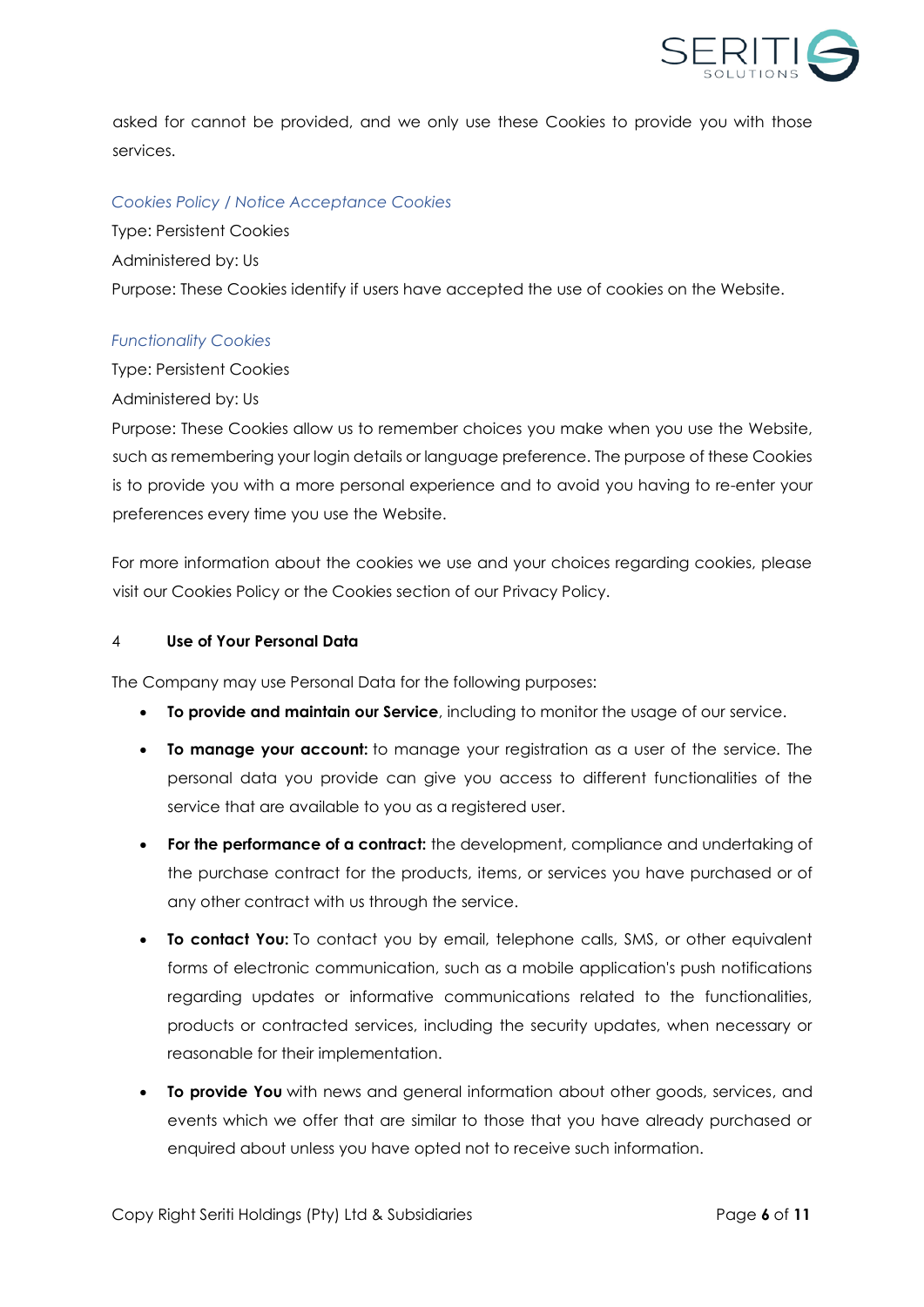asked for cannot be provided, and we only use these Cookies to provide you with those services.

*Cookies Policy / Notice Acceptance Cookies*

Type: Persistent Cookies

Administered by: Us

Purpose: These Cookies identify if users have accepted the use of cookies on the Website.

*Functionality Cookies*

Type: Persistent Cookies

Administered by: Us

Purpose: These Cookies allow us to remember choices you make when you use the Website, such as remembering your login details or language preference. The purpose of these Cookies is to provide you with a more personal experience and to avoid you having to re-enter your preferences every time you use the Website.

For more information about the cookies we use and your choices regarding cookies, please visit our Cookies Policy or the Cookies section of our Privacy Policy.

## 4 Use of Your Personal Data

The Company may use Personal Data for the following purposes:

- **To provide and maintain our Service**, including to monitor the usage of our service.
- **To manage your account:** to manage your registration as a user of the service. The personal data you provide can give you access to different functionalities of the service that are available to you as a registered user.
- **For the performance of a contract:** the development, compliance and undertaking of the purchase contract for the products, items, or services you have purchased or of any other contract with us through the service.
- **To contact You:** To contact you by email, telephone calls, SMS, or other equivalent forms of electronic communication, such as a mobile application's push notifications regarding updates or informative communications related to the functionalities, products or contracted services, including the security updates, when necessary or reasonable for their implementation.
- **To provide You** with news and general information about other goods, services, and events which we offer that are similar to those that you have already purchased or enquired about unless you have opted not to receive such information.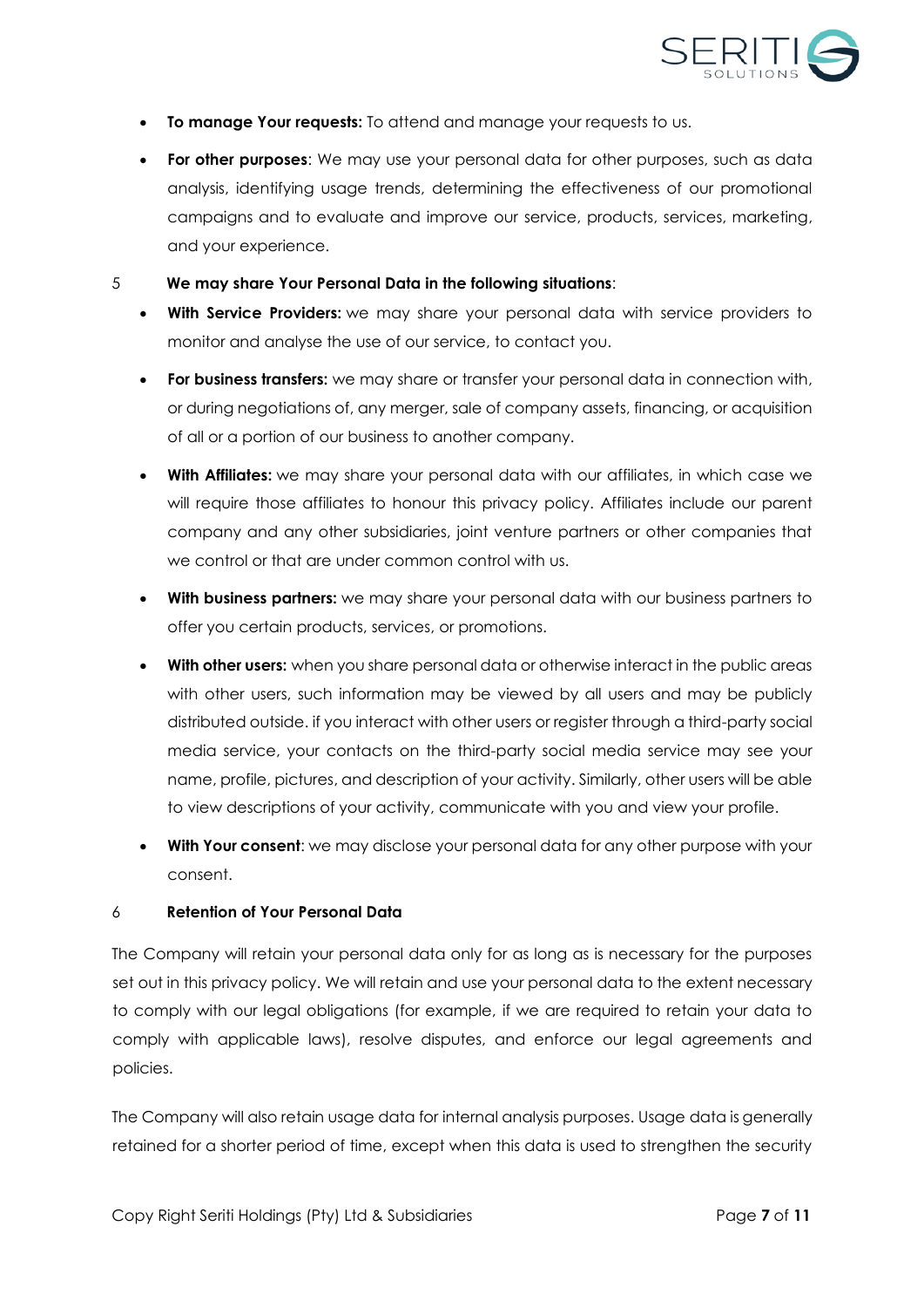- **To manage Your requests:** To attend and manage your requests to us.
- **For other purposes**: We may use your personal data for other purposes, such as data analysis, identifying usage trends, determining the effectiveness of our promotional campaigns and to evaluate and improve our service, products, services, marketing, and your experience.

5 **We may share Your Personal Data in the following situations**:

- **With Service Providers:** we may share your personal data with service providers to monitor and analyse the use of our service, to contact you.
- **For business transfers:** we may share or transfer your personal data in connection with, or during negotiations of, any merger, sale of company assets, financing, or acquisition of all or a portion of our business to another company.
- **With Affiliates:** we may share your personal data with our affiliates, in which case we will require those affiliates to honour this privacy policy. Affiliates include our parent company and any other subsidiaries, joint venture partners or other companies that we control or that are under common control with us.
- **With business partners:** we may share your personal data with our business partners to offer you certain products, services, or promotions.
- **With other users:** when you share personal data or otherwise interact in the public areas with other users, such information may be viewed by all users and may be publicly distributed outside. if you interact with other users or register through a third-party social media service, your contacts on the third-party social media service may see your name, profile, pictures, and description of your activity. Similarly, other users will be able to view descriptions of your activity, communicate with you and view your profile.
- **With Your consent**: we may disclose your personal data for any other purpose with your consent.

## 6 Retention of Your Personal Data

The Company will retain your personal data only for as long as is necessary for the purposes set out in this privacy policy. We will retain and use your personal data to the extent necessary to comply with our legal obligations (for example, if we are required to retain your data to comply with applicable laws), resolve disputes, and enforce our legal agreements and policies.

The Company will also retain usage data for internal analysis purposes. Usage data is generally retained for a shorter period of time, except when this data is used to strengthen the security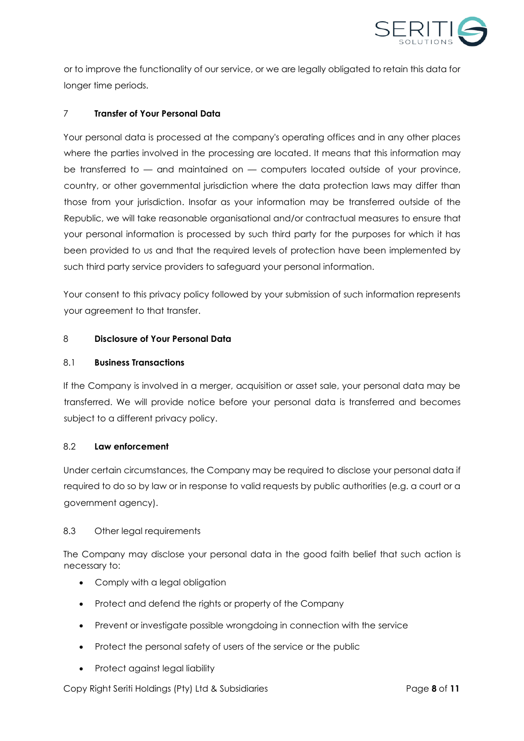or to improve the functionality of our service, or we are legally obligated to retain this data for longer time periods.

## 7 Transfer of Your Personal Data

Your personal data is processed at the company's operating offices and in any other places where the parties involved in the processing are located. It means that this information may be transferred to — and maintained on — computers located outside of your province, country, or other governmental jurisdiction where the data protection laws may differ than those from your jurisdiction. Insofar as your information may be transferred outside of the Republic, we will take reasonable organisational and/or contractual measures to ensure that your personal information is processed by such third party for the purposes for which it has been provided to us and that the required levels of protection have been implemented by such third party service providers to safeguard your personal information.

Your consent to this privacy policy followed by your submission of such information represents your agreement to that transfer.

## 8 Disclosure of Your Personal Data

### 8.1 Business Transactions

If the Company is involved in a merger, acquisition or asset sale, your personal data may be transferred. We will provide notice before your personal data is transferred and becomes subject to a different privacy policy.

### 8.2 Law enforcement

Under certain circumstances, the Company may be required to disclose your personal data if required to do so by law or in response to valid requests by public authorities (e.g. a court or a government agency).

### 8.3 Other legal requirements

The Company may disclose your personal data in the good faith belief that such action is necessary to:

- Comply with a legal obligation
- Protect and defend the rights or property of the Company
- Prevent or investigate possible wrongdoing in connection with the service
- Protect the personal safety of users of the service or the public
- Protect against legal liability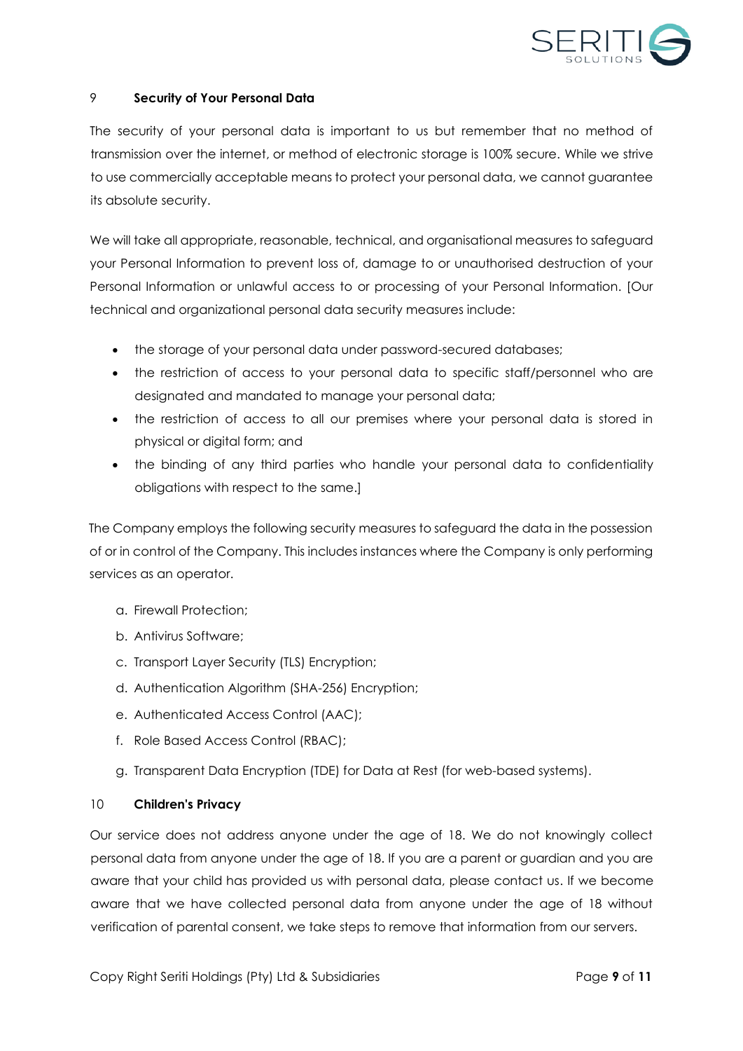## 9 Security of Your Personal Data

The security of your personal data is important to us but remember that no method of transmission over the internet, or method of electronic storage is 100% secure. While we strive to use commercially acceptable means to protect your personal data, we cannot guarantee its absolute security.

We will take all appropriate, reasonable, technical, and organisational measures to safeguard your Personal Information to prevent loss of, damage to or unauthorised destruction of your Personal Information or unlawful access to or processing of your Personal Information. [Our technical and organizational personal data security measures include:

- the storage of your personal data under password-secured databases;
- the restriction of access to your personal data to specific staff/personnel who are designated and mandated to manage your personal data;
- the restriction of access to all our premises where your personal data is stored in physical or digital form; and
- the binding of any third parties who handle your personal data to confidentiality obligations with respect to the same.]

The Company employs the following security measures to safeguard the data in the possession of or in control of the Company. This includes instances where the Company is only performing services as an operator.

a. Firewall Protection;
b. Antivirus Software;
c. Transport Layer Security (TLS) Encryption;
d. Authentication Algorithm (SHA-256) Encryption;
e. Authenticated Access Control (AAC);
f. Role Based Access Control (RBAC);
g. Transparent Data Encryption (TDE) for Data at Rest (for web-based systems).

## 10 Children's Privacy

Our service does not address anyone under the age of 18. We do not knowingly collect personal data from anyone under the age of 18. If you are a parent or guardian and you are aware that your child has provided us with personal data, please contact us. If we become aware that we have collected personal data from anyone under the age of 18 without verification of parental consent, we take steps to remove that information from our servers.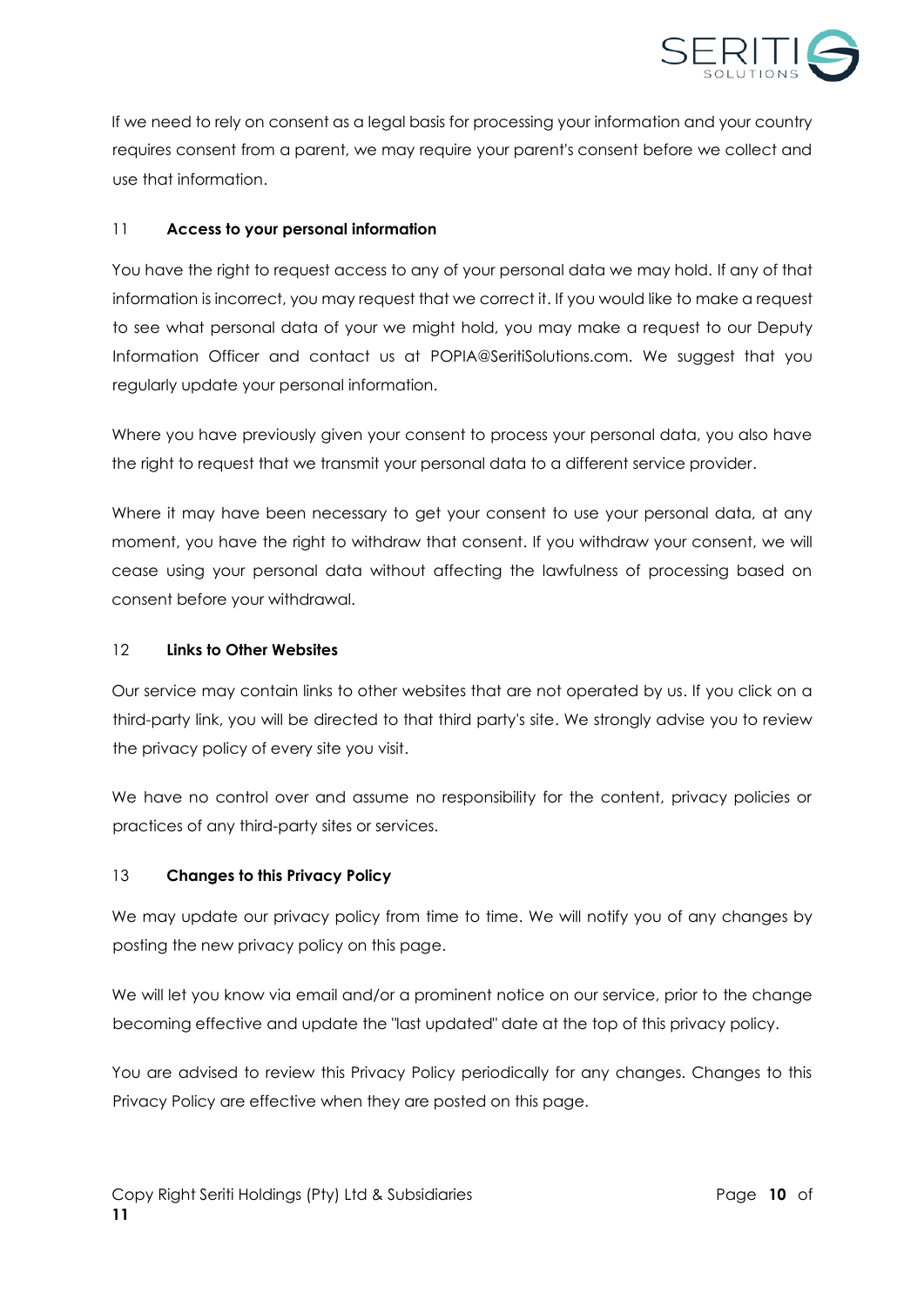If we need to rely on consent as a legal basis for processing your information and your country requires consent from a parent, we may require your parent's consent before we collect and use that information.

## 11 Access to your personal information

You have the right to request access to any of your personal data we may hold. If any of that information is incorrect, you may request that we correct it. If you would like to make a request to see what personal data of your we might hold, you may make a request to our Deputy Information Officer and contact us at POPIA@SeritiSolutions.com. We suggest that you regularly update your personal information.

Where you have previously given your consent to process your personal data, you also have the right to request that we transmit your personal data to a different service provider.

Where it may have been necessary to get your consent to use your personal data, at any moment, you have the right to withdraw that consent. If you withdraw your consent, we will cease using your personal data without affecting the lawfulness of processing based on consent before your withdrawal.

## 12 Links to Other Websites

Our service may contain links to other websites that are not operated by us. If you click on a third-party link, you will be directed to that third party's site. We strongly advise you to review the privacy policy of every site you visit.

We have no control over and assume no responsibility for the content, privacy policies or practices of any third-party sites or services.

## 13 Changes to this Privacy Policy

We may update our privacy policy from time to time. We will notify you of any changes by posting the new privacy policy on this page.

We will let you know via email and/or a prominent notice on our service, prior to the change becoming effective and update the "last updated" date at the top of this privacy policy.

You are advised to review this Privacy Policy periodically for any changes. Changes to this Privacy Policy are effective when they are posted on this page.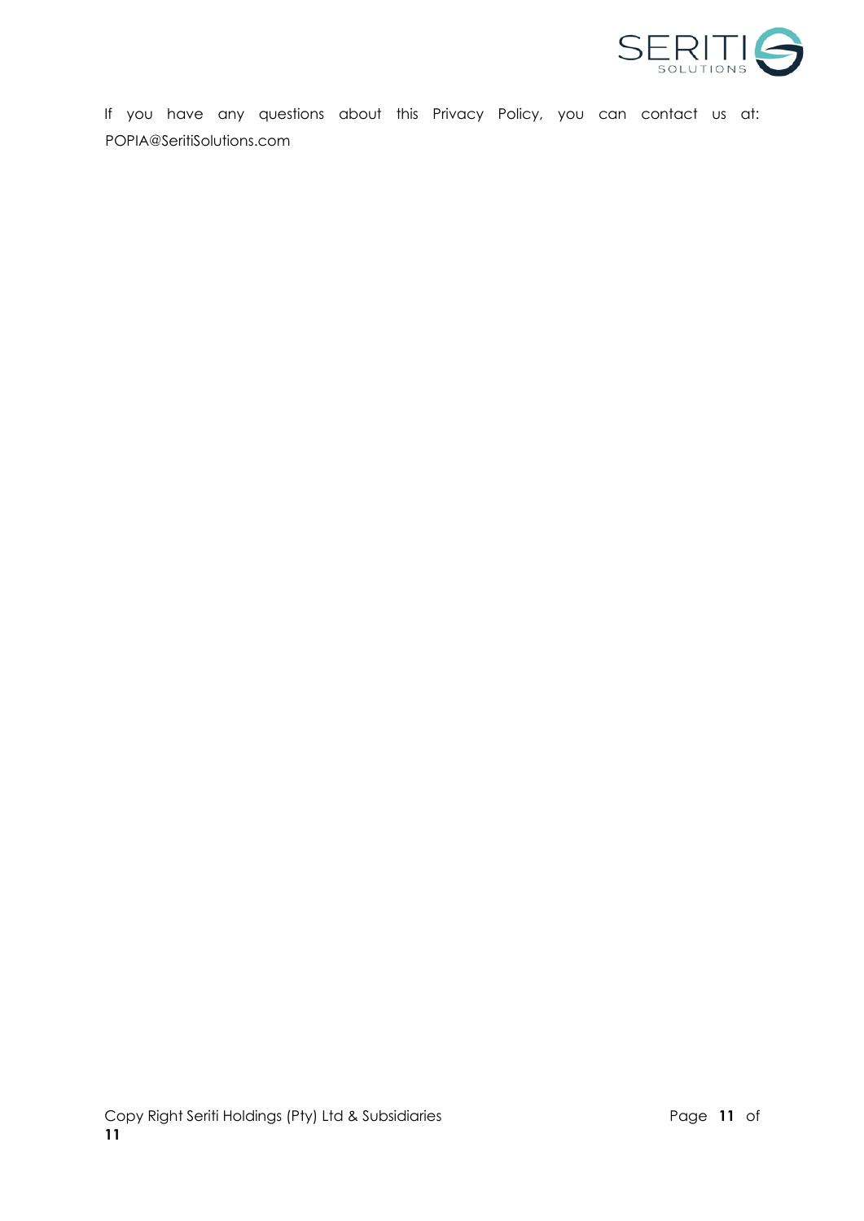If you have any questions about this Privacy Policy, you can contact us at: POPIA@SeritiSolutions.com